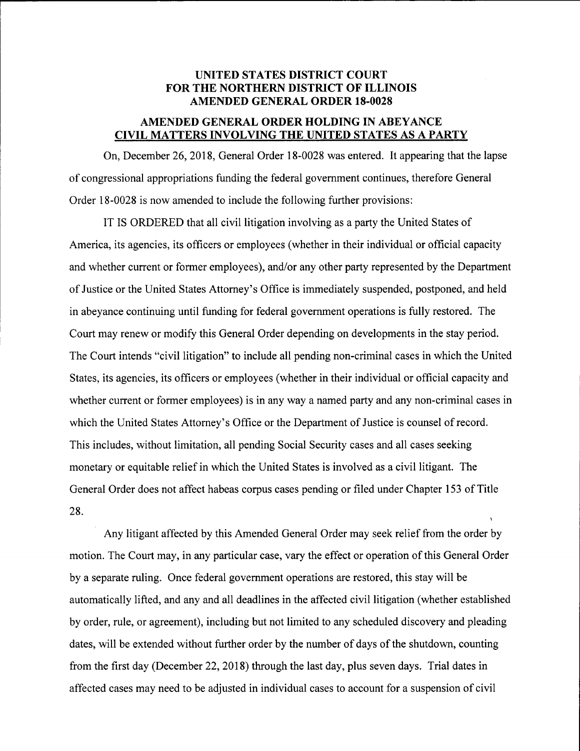# UNITED STATES DISTRICT COURT
# FOR THE NORTHERN DISTRICT OF ILLINOIS
# AMENDED GENERAL ORDER 18-0028

## AMENDED GENERAL ORDER HOLDING IN ABEYANCE
## CIVIL MATTERS INVOLVING THE UNITED STATES AS A PARTY

On, December 26, 2018, General Order 18-0028 was entered. It appearing that the lapse of congressional appropriations funding the federal government continues, therefore General Order 18-0028 is now amended to include the following further provisions:

IT IS ORDERED that all civil litigation involving as a party the United States of America, its agencies, its officers or employees (whether in their individual or official capacity and whether current or former employees), and/or any other party represented by the Department of Justice or the United States Attorney's Office is immediately suspended, postponed, and held in abeyance continuing until funding for federal government operations is fully restored. The Court may renew or modify this General Order depending on developments in the stay period. The Court intends "civil litigation" to include all pending non-criminal cases in which the United States, its agencies, its officers or employees (whether in their individual or official capacity and whether current or former employees) is in any way a named party and any non-criminal cases in which the United States Attorney's Office or the Department of Justice is counsel of record. This includes, without limitation, all pending Social Security cases and all cases seeking monetary or equitable relief in which the United States is involved as a civil litigant. The General Order does not affect habeas corpus cases pending or filed under Chapter 153 of Title 28.

Any litigant affected by this Amended General Order may seek relief from the order by motion. The Court may, in any particular case, vary the effect or operation of this General Order by a separate ruling. Once federal government operations are restored, this stay will be automatically lifted, and any and all deadlines in the affected civil litigation (whether established by order, rule, or agreement), including but not limited to any scheduled discovery and pleading dates, will be extended without further order by the number of days of the shutdown, counting from the first day (December 22, 2018) through the last day, plus seven days. Trial dates in affected cases may need to be adjusted in individual cases to account for a suspension of civil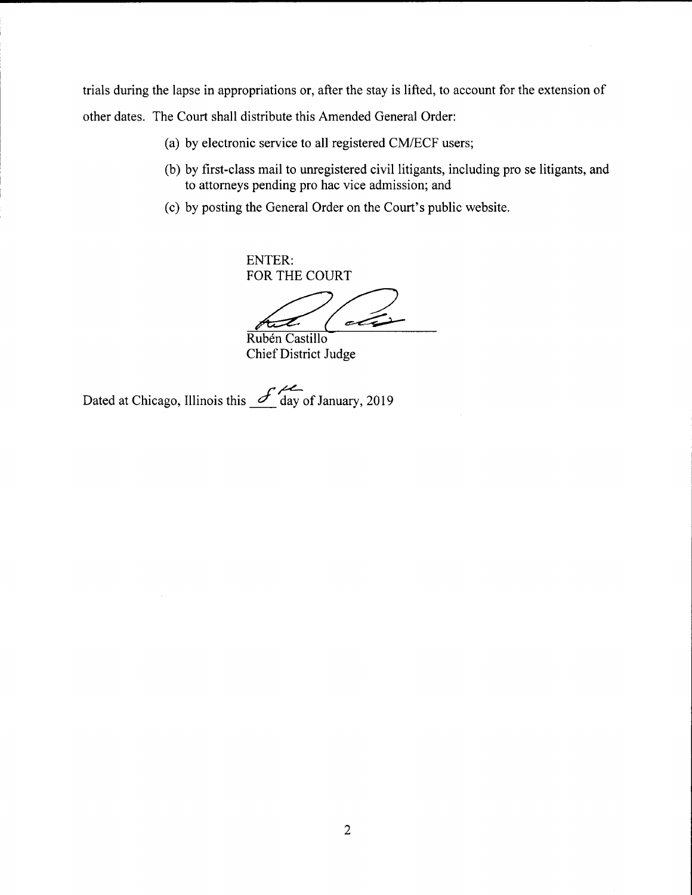trials during the lapse in appropriations or, after the stay is lifted, to account for the extension of other dates. The Court shall distribute this Amended General Order:

(a) by electronic service to all registered CM/ECF users;

(b) by first-class mail to unregistered civil litigants, including pro se litigants, and to attorneys pending pro hac vice admission; and

(c) by posting the General Order on the Court's public website.

ENTER:
FOR THE COURT

Rubén Castillo
Chief District Judge

Dated at Chicago, Illinois this 8th day of January, 2019